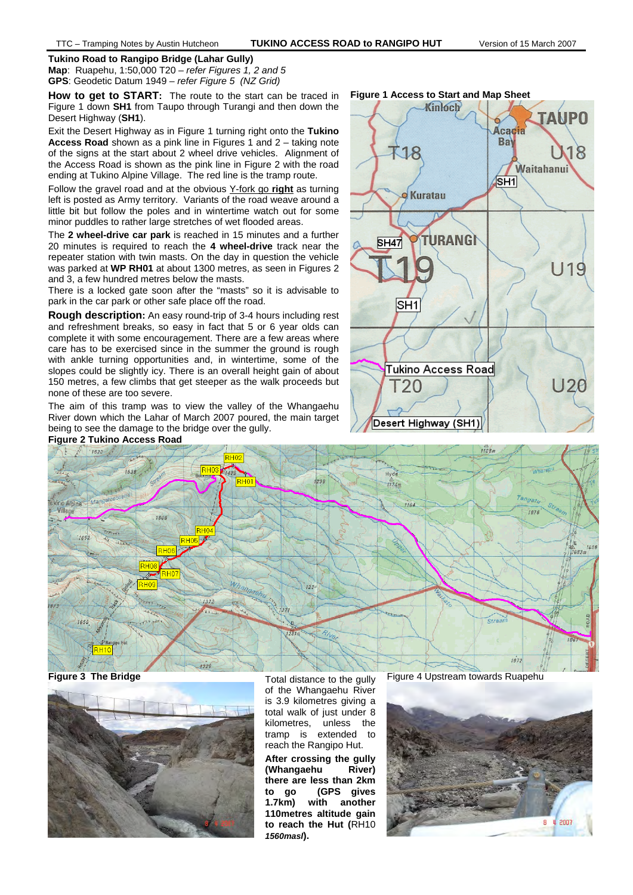**Tukino Road to Rangipo Bridge (Lahar Gully)**
**Map**: Ruapehu, 1:50,000 T20 – *refer Figures 1, 2 and 5*
**GPS**: Geodetic Datum 1949 – *refer Figure 5 (NZ Grid)*

**How to get to START:** The route to the start can be traced in Figure 1 down **SH1** from Taupo through Turangi and then down the Desert Highway (**SH1**).

Exit the Desert Highway as in Figure 1 turning right onto the **Tukino Access Road** shown as a pink line in Figures 1 and 2 – taking note of the signs at the start about 2 wheel drive vehicles. Alignment of the Access Road is shown as the pink line in Figure 2 with the road ending at Tukino Alpine Village. The red line is the tramp route.

Follow the gravel road and at the obvious Y-fork go **right** as turning left is posted as Army territory. Variants of the road weave around a little bit but follow the poles and in wintertime watch out for some minor puddles to rather large stretches of wet flooded areas.

The **2 wheel-drive car park** is reached in 15 minutes and a further 20 minutes is required to reach the **4 wheel-drive** track near the repeater station with twin masts. On the day in question the vehicle was parked at **WP RH01** at about 1300 metres, as seen in Figures 2 and 3, a few hundred metres below the masts.

There is a locked gate soon after the "masts" so it is advisable to park in the car park or other safe place off the road.

**Rough description:** An easy round-trip of 3-4 hours including rest and refreshment breaks, so easy in fact that 5 or 6 year olds can complete it with some encouragement. There are a few areas where care has to be exercised since in the summer the ground is rough with ankle turning opportunities and, in wintertime, some of the slopes could be slightly icy. There is an overall height gain of about 150 metres, a few climbs that get steeper as the walk proceeds but none of these are too severe.

The aim of this tramp was to view the valley of the Whangaehu River down which the Lahar of March 2007 poured, the main target being to see the damage to the bridge over the gully.

**Figure 1 Access to Start and Map Sheet**

**Figure 2 Tukino Access Road**

**Figure 3 The Bridge**

Total distance to the gully of the Whangaehu River is 3.9 kilometres giving a total walk of just under 8 kilometres, unless the tramp is extended to reach the Rangipo Hut.

**After crossing the gully (Whangaehu River) there are less than 2km to go (GPS gives 1.7km) with another 110metres altitude gain to reach the Hut (**RH10 ***1560masl***).**

Figure 4 Upstream towards Ruapehu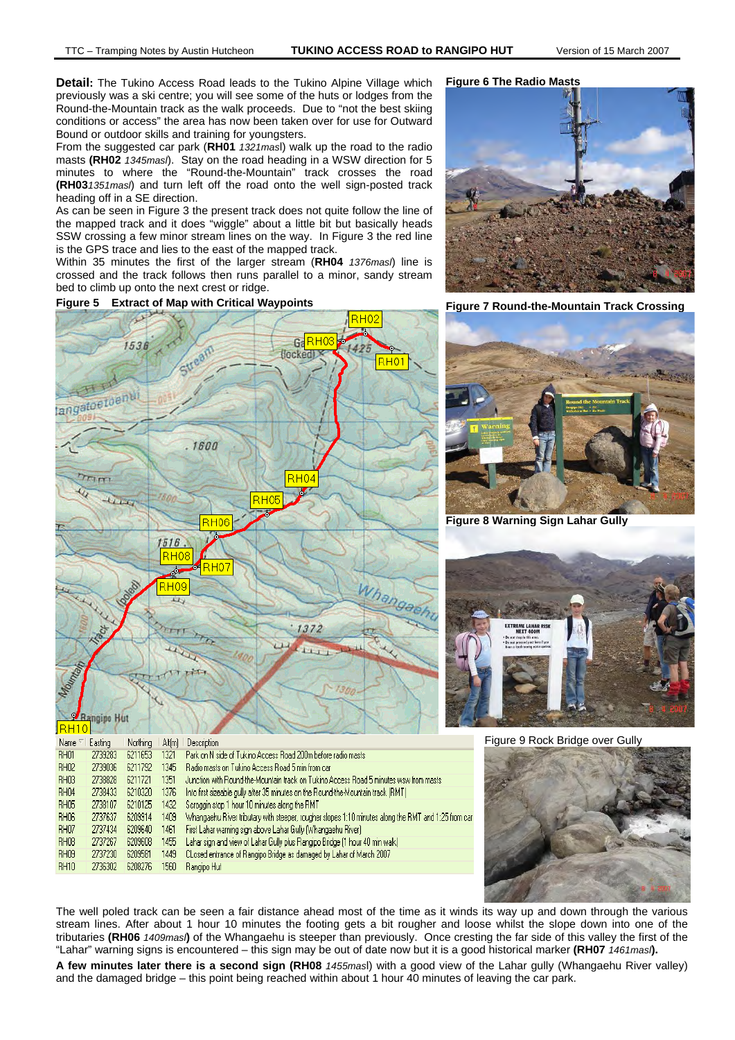**Detail:** The Tukino Access Road leads to the Tukino Alpine Village which previously was a ski centre; you will see some of the huts or lodges from the Round-the-Mountain track as the walk proceeds. Due to "not the best skiing conditions or access" the area has now been taken over for use for Outward Bound or outdoor skills and training for youngsters.

From the suggested car park (**RH01** *1321masl*) walk up the road to the radio masts **(RH02** *1345masl*). Stay on the road heading in a WSW direction for 5 minutes to where the "Round-the-Mountain" track crosses the road **(RH03***1351masl*) and turn left off the road onto the well sign-posted track heading off in a SE direction.

As can be seen in Figure 3 the present track does not quite follow the line of the mapped track and it does "wiggle" about a little bit but basically heads SSW crossing a few minor stream lines on the way. In Figure 3 the red line is the GPS trace and lies to the east of the mapped track.

Within 35 minutes the first of the larger stream (**RH04** *1376masl*) line is crossed and the track follows then runs parallel to a minor, sandy stream bed to climb up onto the next crest or ridge.

**Figure 5 Extract of Map with Critical Waypoints**

| Name | Easting | Northing | Alt(m) | Description |
|---|---|---|---|---|
| RH01 | 2739283 | 6211653 | 1321 | Park on N side of Tukino Access Road 200m before radio masts |
| RH02 | 2739036 | 6211792 | 1345 | Radio masts on Tukino Access Road 5 min from car |
| RH03 | 2738828 | 6211721 | 1351 | Junction with Round-the-Mountain track on Tukino Access Road 5 minutes wsw from masts |
| RH04 | 2738433 | 6210320 | 1376 | Into first sizeable gully after 35 minutes on the Round-the-Mountain track (RMT) |
| RH05 | 2738107 | 6210125 | 1432 | Scroggin stop 1 hour 10 minutes along the RMT |
| RH06 | 2737637 | 6209914 | 1409 | Whangaehu River tributary with steeper, rougher slopes 1:10 minutes along the RMT and 1:25 from car |
| RH07 | 2737434 | 6209640 | 1461 | First Lahar warning sign above Lahar Gully (Whangaehu River) |
| RH08 | 2737267 | 6209608 | 1455 | Lahar sign and view of Lahar Gully plus Rangipo Bridge (1 hour 40 min walk) |
| RH09 | 2737230 | 6209581 | 1449 | CLosed entrance of Rangipo Bridge as damaged by Lahar of March 2007 |
| RH10 | 2736302 | 6208276 | 1560 | Rangipo Hut |

**Figure 6 The Radio Masts**

**Figure 7 Round-the-Mountain Track Crossing**

**Figure 8 Warning Sign Lahar Gully**

Figure 9 Rock Bridge over Gully

The well poled track can be seen a fair distance ahead most of the time as it winds its way up and down through the various stream lines. After about 1 hour 10 minutes the footing gets a bit rougher and loose whilst the slope down into one of the tributaries **(RH06** *1409masl***)** of the Whangaehu is steeper than previously. Once cresting the far side of this valley the first of the "Lahar" warning signs is encountered – this sign may be out of date now but it is a good historical marker **(RH07** *1461masl***).**

**A few minutes later there is a second sign (RH08** *1455masl*) with a good view of the Lahar gully (Whangaehu River valley) and the damaged bridge – this point being reached within about 1 hour 40 minutes of leaving the car park.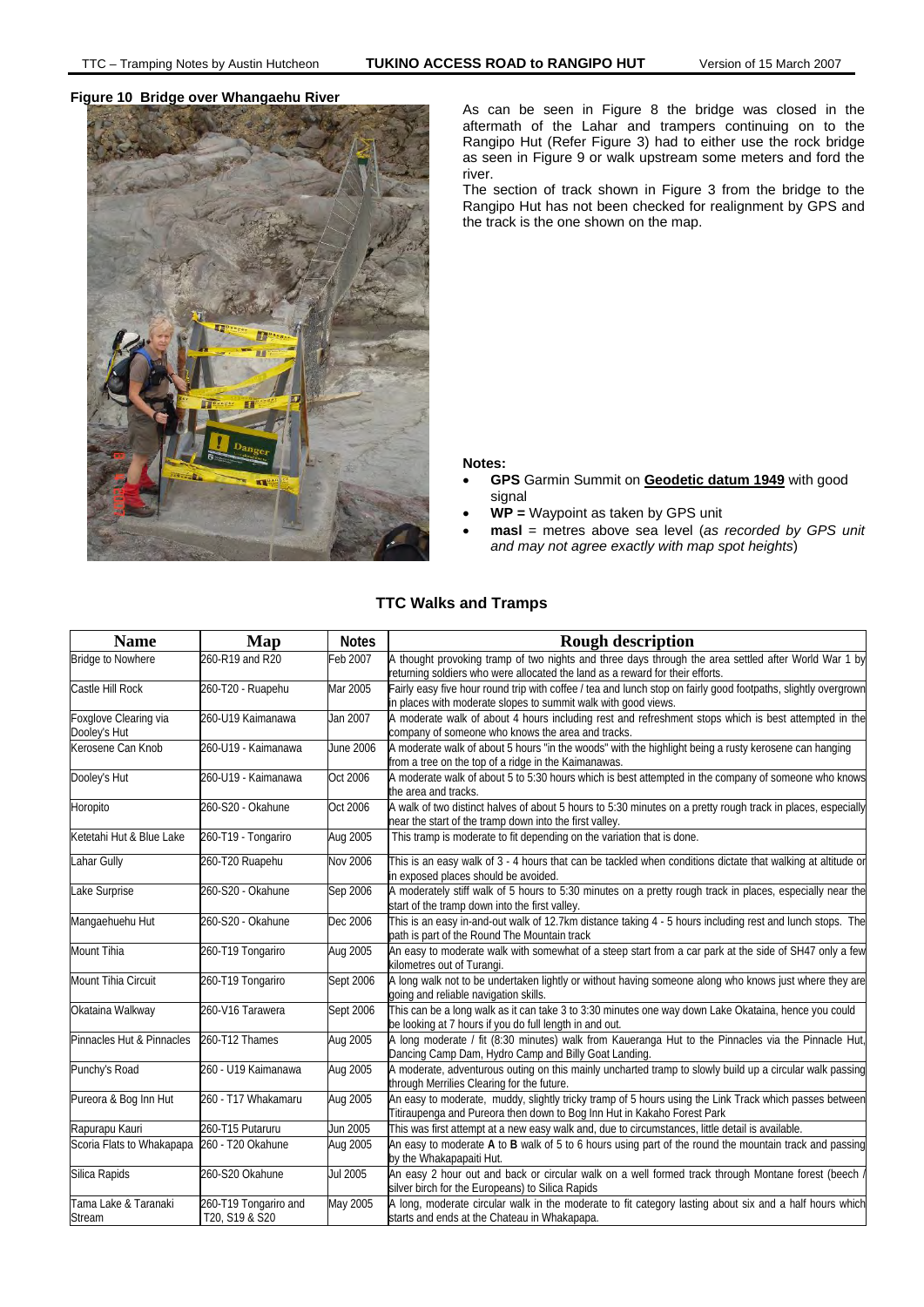**Figure 10  Bridge over Whangaehu River**

As can be seen in Figure 8 the bridge was closed in the aftermath of the Lahar and trampers continuing on to the Rangipo Hut (Refer Figure 3) had to either use the rock bridge as seen in Figure 9 or walk upstream some meters and ford the river.

The section of track shown in Figure 3 from the bridge to the Rangipo Hut has not been checked for realignment by GPS and the track is the one shown on the map.

**Notes:**

- **GPS** Garmin Summit on **Geodetic datum 1949** with good signal
- **WP =** Waypoint as taken by GPS unit
- **masl** = metres above sea level (*as recorded by GPS unit and may not agree exactly with map spot heights*)

## TTC Walks and Tramps

| Name | Map | Notes | Rough description |
|---|---|---|---|
| Bridge to Nowhere | 260-R19 and R20 | Feb 2007 | A thought provoking tramp of two nights and three days through the area settled after World War 1 by returning soldiers who were allocated the land as a reward for their efforts. |
| Castle Hill Rock | 260-T20 - Ruapehu | Mar 2005 | Fairly easy five hour round trip with coffee / tea and lunch stop on fairly good footpaths, slightly overgrown in places with moderate slopes to summit walk with good views. |
| Foxglove Clearing via Dooley's Hut | 260-U19 Kaimanawa | Jan 2007 | A moderate walk of about 4 hours including rest and refreshment stops which is best attempted in the company of someone who knows the area and tracks. |
| Kerosene Can Knob | 260-U19 - Kaimanawa | June 2006 | A moderate walk of about 5 hours "in the woods" with the highlight being a rusty kerosene can hanging from a tree on the top of a ridge in the Kaimanawas. |
| Dooley's Hut | 260-U19 - Kaimanawa | Oct 2006 | A moderate walk of about 5 to 5:30 hours which is best attempted in the company of someone who knows the area and tracks. |
| Horopito | 260-S20 - Okahune | Oct 2006 | A walk of two distinct halves of about 5 hours to 5:30 minutes on a pretty rough track in places, especially near the start of the tramp down into the first valley. |
| Ketetahi Hut & Blue Lake | 260-T19 - Tongariro | Aug 2005 | This tramp is moderate to fit depending on the variation that is done. |
| Lahar Gully | 260-T20 Ruapehu | Nov 2006 | This is an easy walk of 3 - 4 hours that can be tackled when conditions dictate that walking at altitude or in exposed places should be avoided. |
| Lake Surprise | 260-S20 - Okahune | Sep 2006 | A moderately stiff walk of 5 hours to 5:30 minutes on a pretty rough track in places, especially near the start of the tramp down into the first valley. |
| Mangaehuehu Hut | 260-S20 - Okahune | Dec 2006 | This is an easy in-and-out walk of 12.7km distance taking 4 - 5 hours including rest and lunch stops. The path is part of the Round The Mountain track |
| Mount Tihia | 260-T19 Tongariro | Aug 2005 | An easy to moderate walk with somewhat of a steep start from a car park at the side of SH47 only a few kilometres out of Turangi. |
| Mount Tihia Circuit | 260-T19 Tongariro | Sept 2006 | A long walk not to be undertaken lightly or without having someone along who knows just where they are going and reliable navigation skills. |
| Okataina Walkway | 260-V16 Tarawera | Sept 2006 | This can be a long walk as it can take 3 to 3:30 minutes one way down Lake Okataina, hence you could be looking at 7 hours if you do full length in and out. |
| Pinnacles Hut & Pinnacles | 260-T12 Thames | Aug 2005 | A long moderate / fit (8:30 minutes) walk from Kaueranga Hut to the Pinnacles via the Pinnacle Hut, Dancing Camp Dam, Hydro Camp and Billy Goat Landing. |
| Punchy's Road | 260 - U19 Kaimanawa | Aug 2005 | A moderate, adventurous outing on this mainly uncharted tramp to slowly build up a circular walk passing through Merrilies Clearing for the future. |
| Pureora & Bog Inn Hut | 260 - T17 Whakamaru | Aug 2005 | An easy to moderate, muddy, slightly tricky tramp of 5 hours using the Link Track which passes between Titiraupenga and Pureora then down to Bog Inn Hut in Kakaho Forest Park |
| Rapurapu Kauri | 260-T15 Putaruru | Jun 2005 | This was first attempt at a new easy walk and, due to circumstances, little detail is available. |
| Scoria Flats to Whakapapa | 260 - T20 Okahune | Aug 2005 | An easy to moderate **A** to **B** walk of 5 to 6 hours using part of the round the mountain track and passing by the Whakapapaiti Hut. |
| Silica Rapids | 260-S20 Okahune | Jul 2005 | An easy 2 hour out and back or circular walk on a well formed track through Montane forest (beech / silver birch for the Europeans) to Silica Rapids |
| Tama Lake & Taranaki Stream | 260-T19 Tongariro and T20, S19 & S20 | May 2005 | A long, moderate circular walk in the moderate to fit category lasting about six and a half hours which starts and ends at the Chateau in Whakapapa. |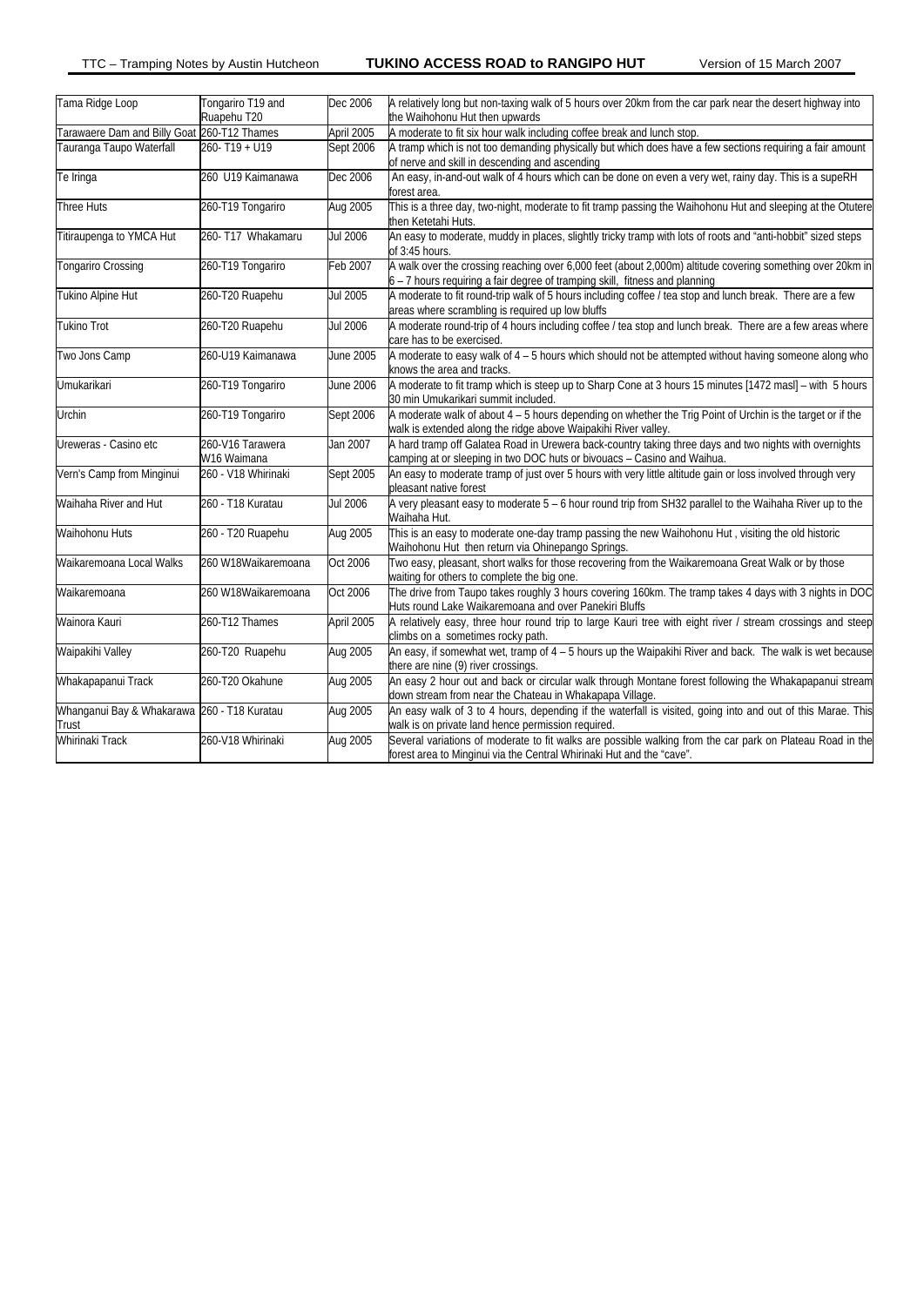| | | | |
|---|---|---|---|
| Tama Ridge Loop | Tongariro T19 and Ruapehu T20 | Dec 2006 | A relatively long but non-taxing walk of 5 hours over 20km from the car park near the desert highway into the Waihohonu Hut then upwards |
| Tarawaere Dam and Billy Goat | 260-T12 Thames | April 2005 | A moderate to fit six hour walk including coffee break and lunch stop. |
| Tauranga Taupo Waterfall | 260- T19 + U19 | Sept 2006 | A tramp which is not too demanding physically but which does have a few sections requiring a fair amount of nerve and skill in descending and ascending |
| Te Iringa | 260 U19 Kaimanawa | Dec 2006 | An easy, in-and-out walk of 4 hours which can be done on even a very wet, rainy day. This is a supeRH forest area. |
| Three Huts | 260-T19 Tongariro | Aug 2005 | This is a three day, two-night, moderate to fit tramp passing the Waihohonu Hut and sleeping at the Otutere then Ketetahi Huts. |
| Titiraupenga to YMCA Hut | 260- T17 Whakamaru | Jul 2006 | An easy to moderate, muddy in places, slightly tricky tramp with lots of roots and "anti-hobbit" sized steps of 3:45 hours. |
| Tongariro Crossing | 260-T19 Tongariro | Feb 2007 | A walk over the crossing reaching over 6,000 feet (about 2,000m) altitude covering something over 20km in 6 – 7 hours requiring a fair degree of tramping skill, fitness and planning |
| Tukino Alpine Hut | 260-T20 Ruapehu | Jul 2005 | A moderate to fit round-trip walk of 5 hours including coffee / tea stop and lunch break. There are a few areas where scrambling is required up low bluffs |
| Tukino Trot | 260-T20 Ruapehu | Jul 2006 | A moderate round-trip of 4 hours including coffee / tea stop and lunch break. There are a few areas where care has to be exercised. |
| Two Jons Camp | 260-U19 Kaimanawa | June 2005 | A moderate to easy walk of 4 – 5 hours which should not be attempted without having someone along who knows the area and tracks. |
| Umukarikari | 260-T19 Tongariro | June 2006 | A moderate to fit tramp which is steep up to Sharp Cone at 3 hours 15 minutes [1472 masl] – with 5 hours 30 min Umukarikari summit included. |
| Urchin | 260-T19 Tongariro | Sept 2006 | A moderate walk of about 4 – 5 hours depending on whether the Trig Point of Urchin is the target or if the walk is extended along the ridge above Waipakihi River valley. |
| Ureweras - Casino etc | 260-V16 Tarawera W16 Waimana | Jan 2007 | A hard tramp off Galatea Road in Urewera back-country taking three days and two nights with overnights camping at or sleeping in two DOC huts or bivouacs – Casino and Waihua. |
| Vern's Camp from Minginui | 260 - V18 Whirinaki | Sept 2005 | An easy to moderate tramp of just over 5 hours with very little altitude gain or loss involved through very pleasant native forest |
| Waihaha River and Hut | 260 - T18 Kuratau | Jul 2006 | A very pleasant easy to moderate 5 – 6 hour round trip from SH32 parallel to the Waihaha River up to the Waihaha Hut. |
| Waihohonu Huts | 260 - T20 Ruapehu | Aug 2005 | This is an easy to moderate one-day tramp passing the new Waihohonu Hut , visiting the old historic Waihohonu Hut then return via Ohinepango Springs. |
| Waikaremoana Local Walks | 260 W18Waikaremoana | Oct 2006 | Two easy, pleasant, short walks for those recovering from the Waikaremoana Great Walk or by those waiting for others to complete the big one. |
| Waikaremoana | 260 W18Waikaremoana | Oct 2006 | The drive from Taupo takes roughly 3 hours covering 160km. The tramp takes 4 days with 3 nights in DOC Huts round Lake Waikaremoana and over Panekiri Bluffs |
| Wainora Kauri | 260-T12 Thames | April 2005 | A relatively easy, three hour round trip to large Kauri tree with eight river / stream crossings and steep climbs on a sometimes rocky path. |
| Waipakihi Valley | 260-T20 Ruapehu | Aug 2005 | An easy, if somewhat wet, tramp of 4 – 5 hours up the Waipakihi River and back. The walk is wet because there are nine (9) river crossings. |
| Whakapapanui Track | 260-T20 Okahune | Aug 2005 | An easy 2 hour out and back or circular walk through Montane forest following the Whakapapanui stream down stream from near the Chateau in Whakapapa Village. |
| Whanganui Bay & Whakarawa Trust | 260 - T18 Kuratau | Aug 2005 | An easy walk of 3 to 4 hours, depending if the waterfall is visited, going into and out of this Marae. This walk is on private land hence permission required. |
| Whirinaki Track | 260-V18 Whirinaki | Aug 2005 | Several variations of moderate to fit walks are possible walking from the car park on Plateau Road in the forest area to Minginui via the Central Whirinaki Hut and the "cave". |